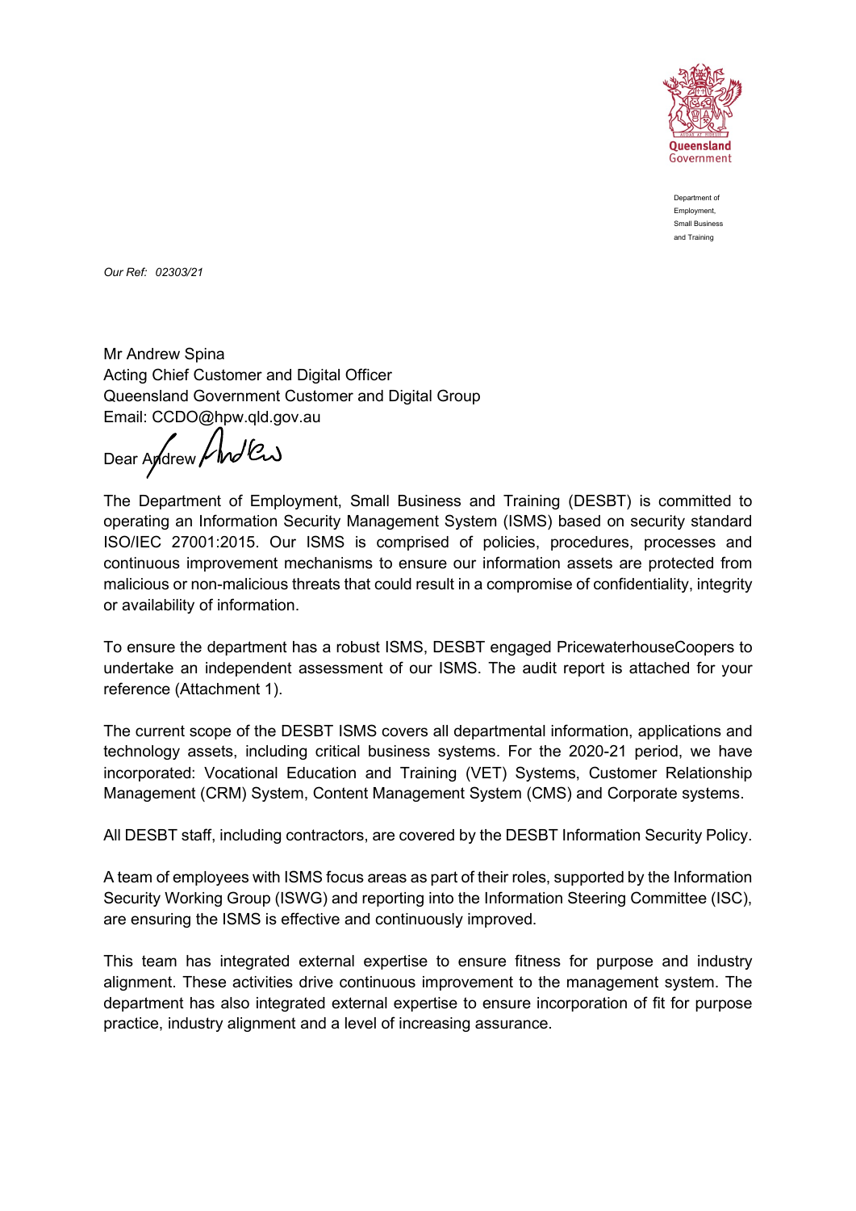Department of Employment, Small Business and Training

*Our Ref: 02303/21*

Mr Andrew Spina
Acting Chief Customer and Digital Officer
Queensland Government Customer and Digital Group
Email: CCDO@hpw.qld.gov.au

Dear Andrew

The Department of Employment, Small Business and Training (DESBT) is committed to operating an Information Security Management System (ISMS) based on security standard ISO/IEC 27001:2015. Our ISMS is comprised of policies, procedures, processes and continuous improvement mechanisms to ensure our information assets are protected from malicious or non-malicious threats that could result in a compromise of confidentiality, integrity or availability of information.

To ensure the department has a robust ISMS, DESBT engaged PricewaterhouseCoopers to undertake an independent assessment of our ISMS. The audit report is attached for your reference (Attachment 1).

The current scope of the DESBT ISMS covers all departmental information, applications and technology assets, including critical business systems. For the 2020-21 period, we have incorporated: Vocational Education and Training (VET) Systems, Customer Relationship Management (CRM) System, Content Management System (CMS) and Corporate systems.

All DESBT staff, including contractors, are covered by the DESBT Information Security Policy.

A team of employees with ISMS focus areas as part of their roles, supported by the Information Security Working Group (ISWG) and reporting into the Information Steering Committee (ISC), are ensuring the ISMS is effective and continuously improved.

This team has integrated external expertise to ensure fitness for purpose and industry alignment. These activities drive continuous improvement to the management system. The department has also integrated external expertise to ensure incorporation of fit for purpose practice, industry alignment and a level of increasing assurance.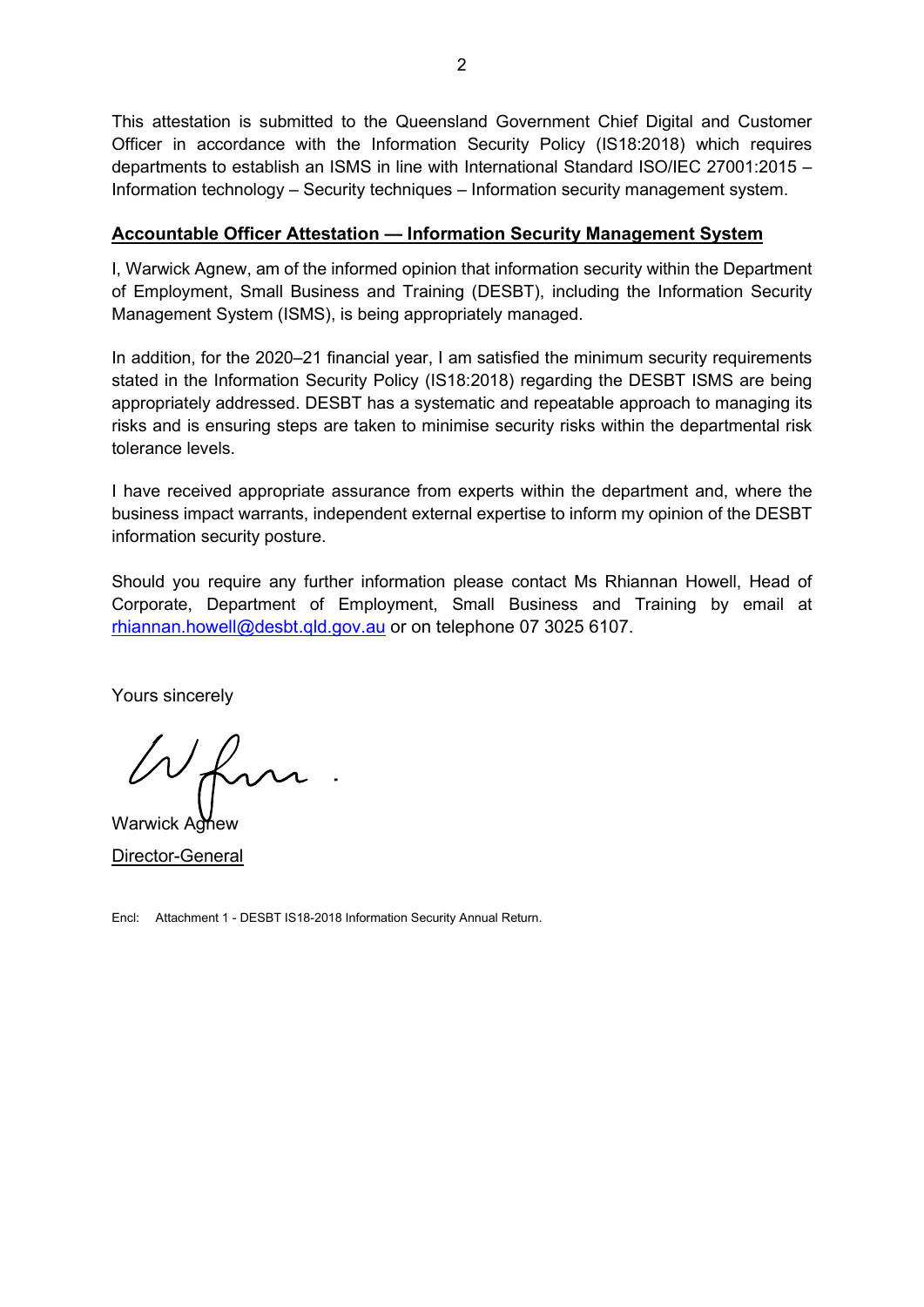This attestation is submitted to the Queensland Government Chief Digital and Customer Officer in accordance with the Information Security Policy (IS18:2018) which requires departments to establish an ISMS in line with International Standard ISO/IEC 27001:2015 – Information technology – Security techniques – Information security management system.

**Accountable Officer Attestation — Information Security Management System**

I, Warwick Agnew, am of the informed opinion that information security within the Department of Employment, Small Business and Training (DESBT), including the Information Security Management System (ISMS), is being appropriately managed.

In addition, for the 2020–21 financial year, I am satisfied the minimum security requirements stated in the Information Security Policy (IS18:2018) regarding the DESBT ISMS are being appropriately addressed. DESBT has a systematic and repeatable approach to managing its risks and is ensuring steps are taken to minimise security risks within the departmental risk tolerance levels.

I have received appropriate assurance from experts within the department and, where the business impact warrants, independent external expertise to inform my opinion of the DESBT information security posture.

Should you require any further information please contact Ms Rhiannan Howell, Head of Corporate, Department of Employment, Small Business and Training by email at rhiannan.howell@desbt.qld.gov.au or on telephone 07 3025 6107.

Yours sincerely

Warwick Agnew
Director-General

Encl: Attachment 1 - DESBT IS18-2018 Information Security Annual Return.